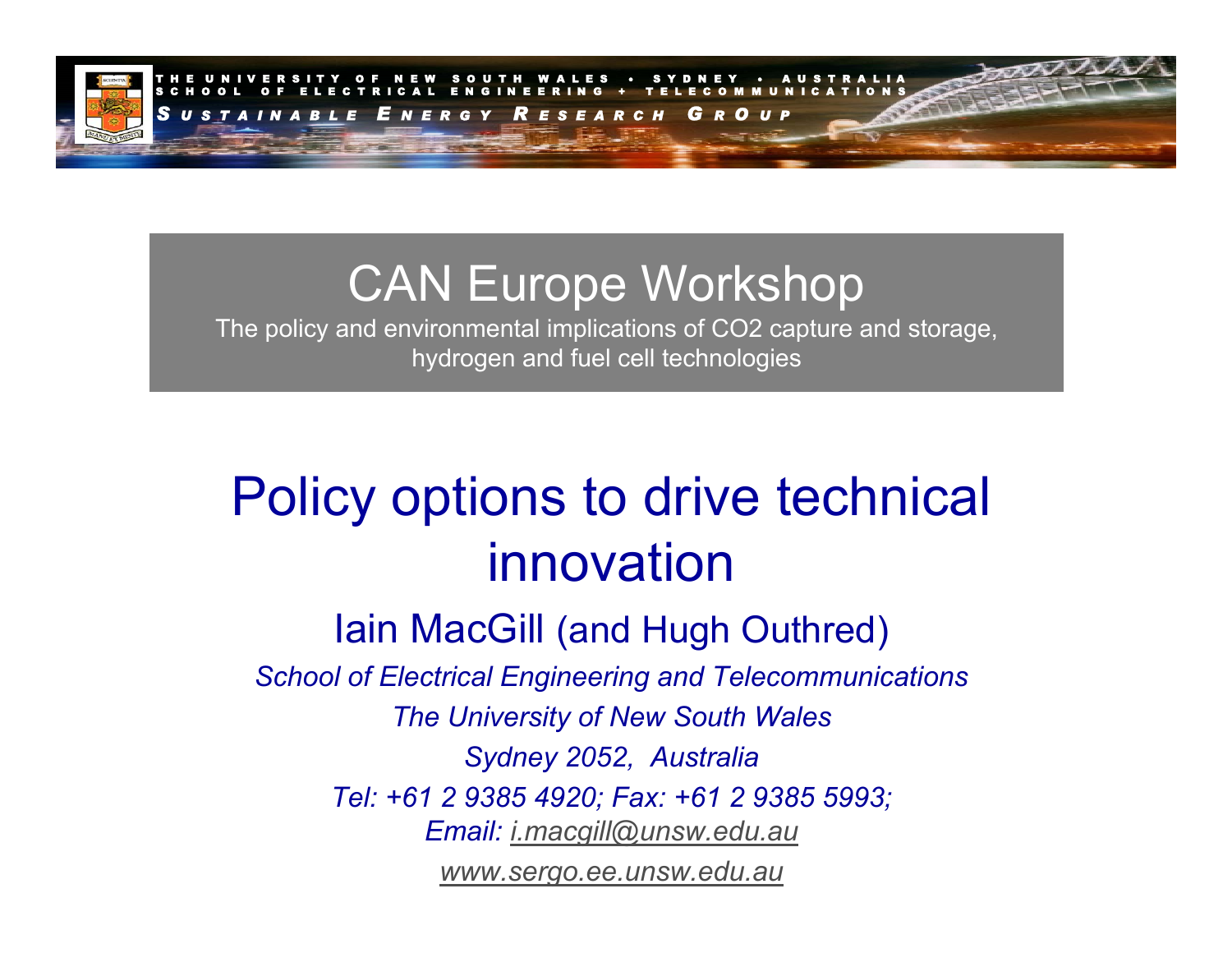THE UNIVERSITY OF NEW SOUTH WALES • SYDNEY • AUSTRALIA
SCHOOL OF ELECTRICAL ENGINEERING + TELECOMMUNICATIONS
SUSTAINABLE ENERGY RESEARCH GROUP

# CAN Europe Workshop

The policy and environmental implications of $CO_2$ capture and storage, hydrogen and fuel cell technologies

# Policy options to drive technical innovation

## Iain MacGill (and Hugh Outhred)

*School of Electrical Engineering and Telecommunications*

*The University of New South Wales*

*Sydney 2052, Australia*

*Tel: +61 2 9385 4920; Fax: +61 2 9385 5993;*

*Email: i.macgill@unsw.edu.au*

*www.sergo.ee.unsw.edu.au*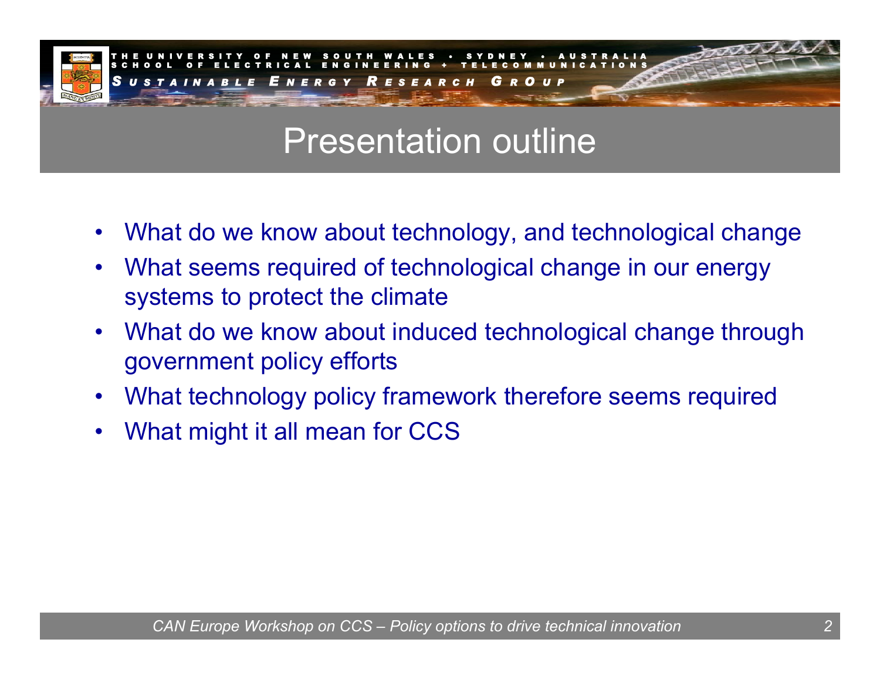# Presentation outline

- What do we know about technology, and technological change
- What seems required of technological change in our energy systems to protect the climate
- What do we know about induced technological change through government policy efforts
- What technology policy framework therefore seems required
- What might it all mean for CCS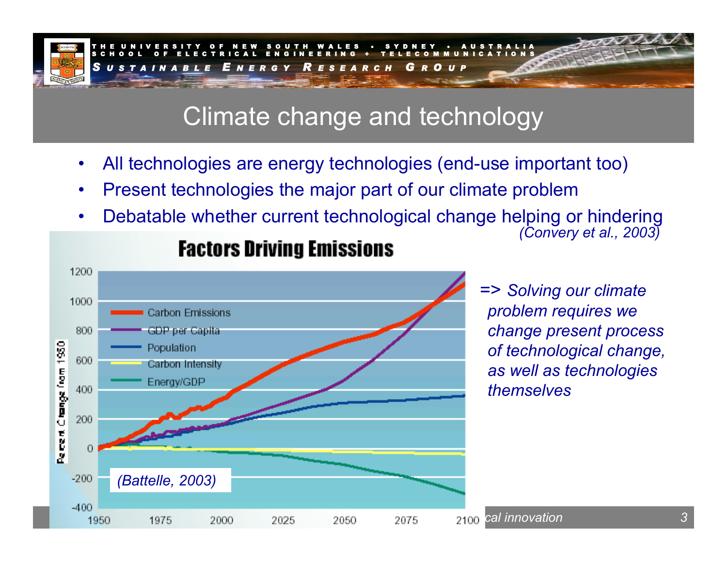# Climate change and technology

- All technologies are energy technologies (end-use important too)
- Present technologies the major part of our climate problem
- Debatable whether current technological change helping or hindering *(Convery et al., 2003)*

**Factors Driving Emissions**

Legend: Carbon Emissions; GDP per Capita; Population; Carbon Intensity; Energy/GDP

Y-axis: Percent Change from 1950 (-400 to 1200)

X-axis: 1950, 1975, 2000, 2025, 2050, 2075, 2100

*(Battelle, 2003)*

*=> Solving our climate problem requires we change present process of technological change, as well as technologies themselves*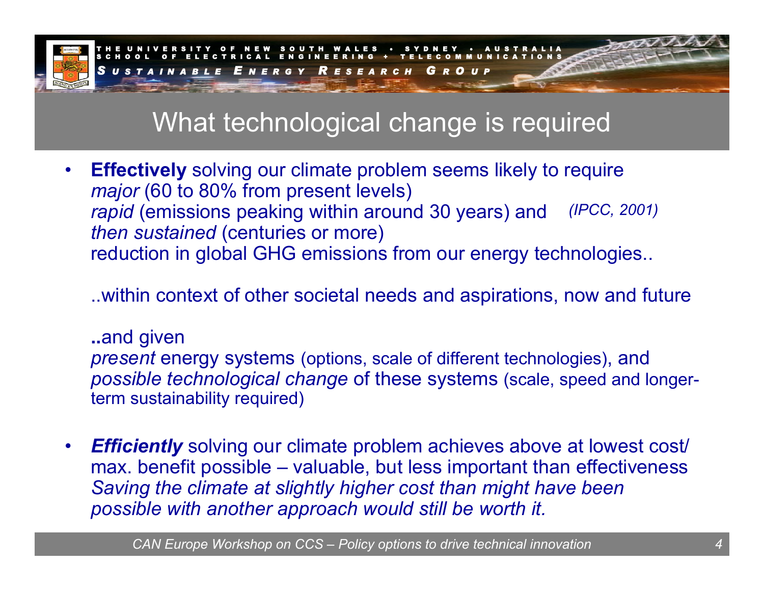# What technological change is required

- **Effectively** solving our climate problem seems likely to require
  *major* (60 to 80% from present levels)
  *rapid* (emissions peaking within around 30 years) and *(IPCC, 2001)*
  *then sustained* (centuries or more)
  reduction in global GHG emissions from our energy technologies..

  ..within context of other societal needs and aspirations, now and future

  **..**and given
  *present* energy systems (options, scale of different technologies), and
  *possible technological change* of these systems (scale, speed and longer-term sustainability required)

- ***Efficiently*** solving our climate problem achieves above at lowest cost/ max. benefit possible – valuable, but less important than effectiveness
  *Saving the climate at slightly higher cost than might have been possible with another approach would still be worth it.*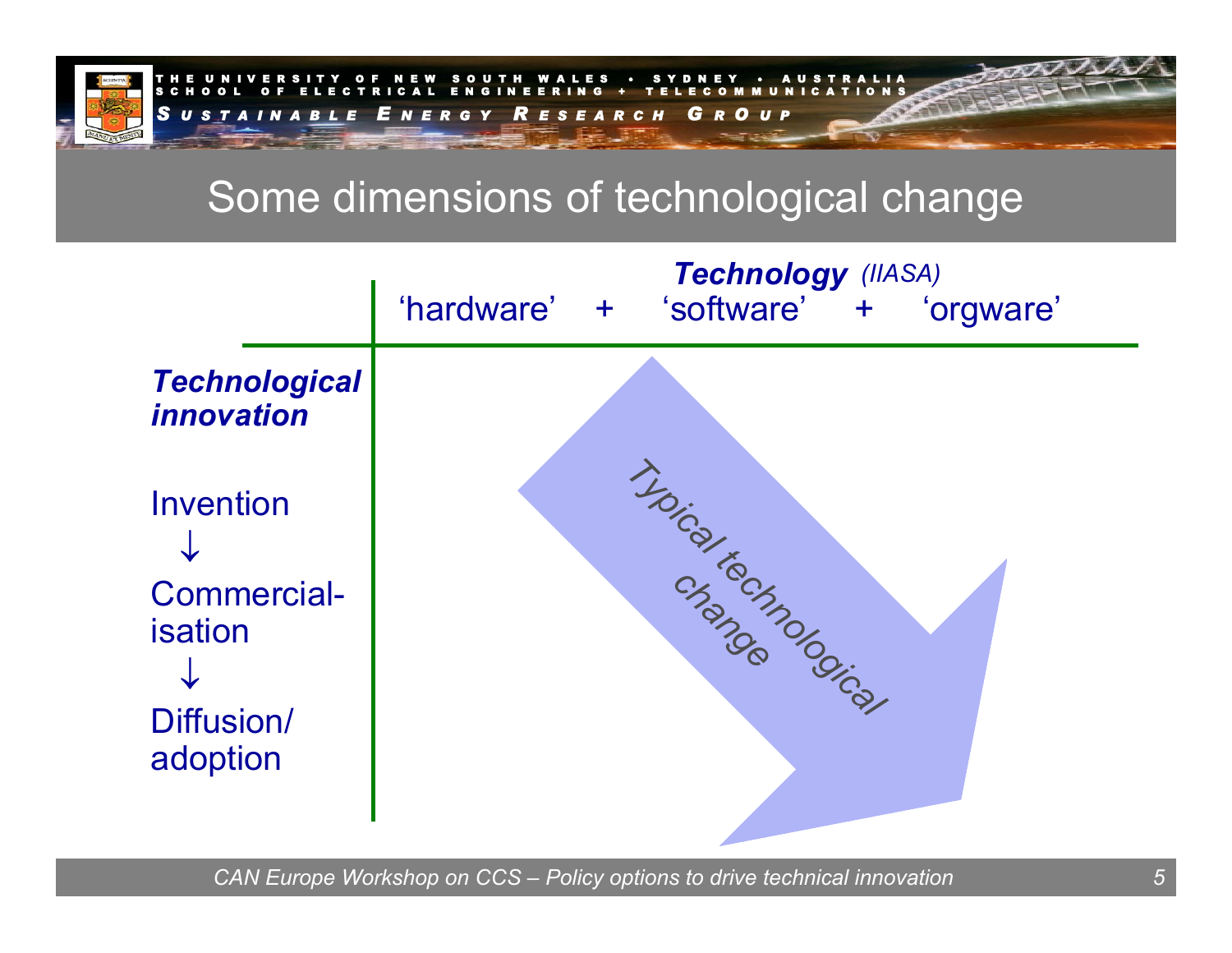# Some dimensions of technological change

| | ***Technology*** *(IIASA)* | | |
|---|---|---|---|
| | 'hardware' + | 'software' + | 'orgware' |
| ***Technological innovation*** | | | |
| Invention ↓ Commercial-isation ↓ Diffusion/ adoption | | Typical technological change | |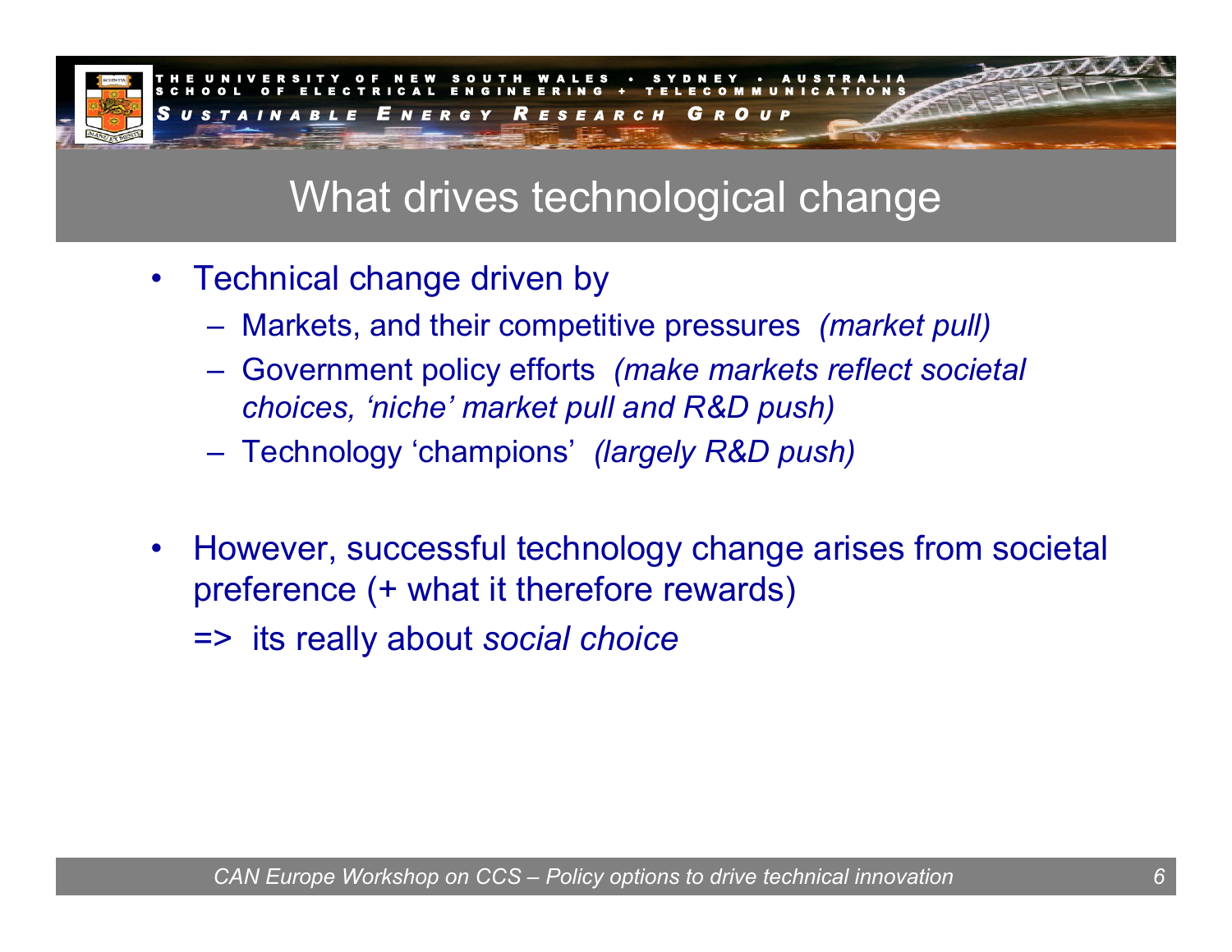# What drives technological change

- Technical change driven by
  - Markets, and their competitive pressures *(market pull)*
  - Government policy efforts *(make markets reflect societal choices, 'niche' market pull and R&D push)*
  - Technology 'champions' *(largely R&D push)*

- However, successful technology change arises from societal preference (+ what it therefore rewards)

  => its really about *social choice*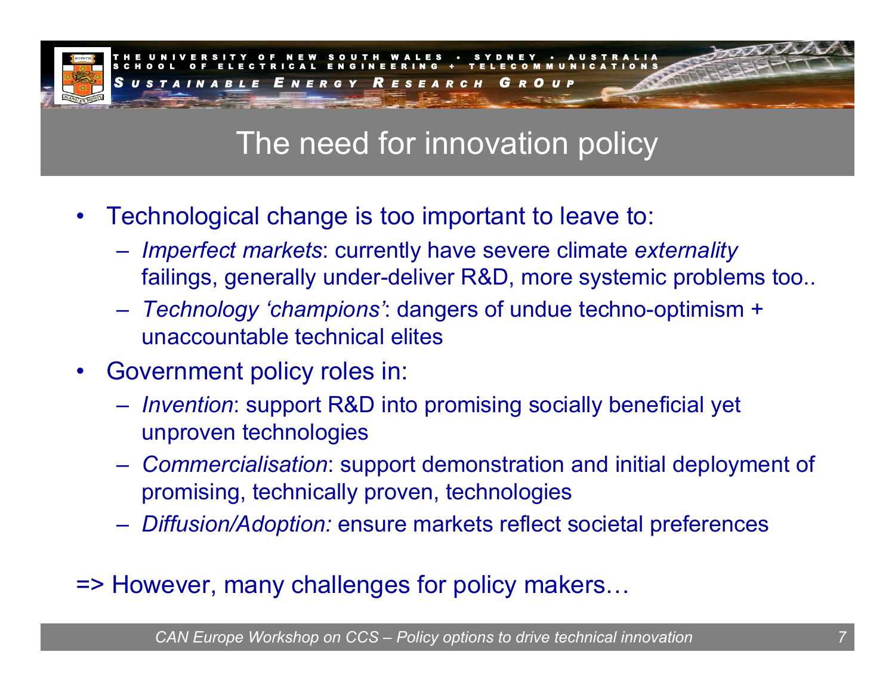# The need for innovation policy

- Technological change is too important to leave to:
  - *Imperfect markets*: currently have severe climate *externality* failings, generally under-deliver R&D, more systemic problems too..
  - *Technology 'champions'*: dangers of undue techno-optimism + unaccountable technical elites
- Government policy roles in:
  - *Invention*: support R&D into promising socially beneficial yet unproven technologies
  - *Commercialisation*: support demonstration and initial deployment of promising, technically proven, technologies
  - *Diffusion/Adoption:* ensure markets reflect societal preferences

=> However, many challenges for policy makers…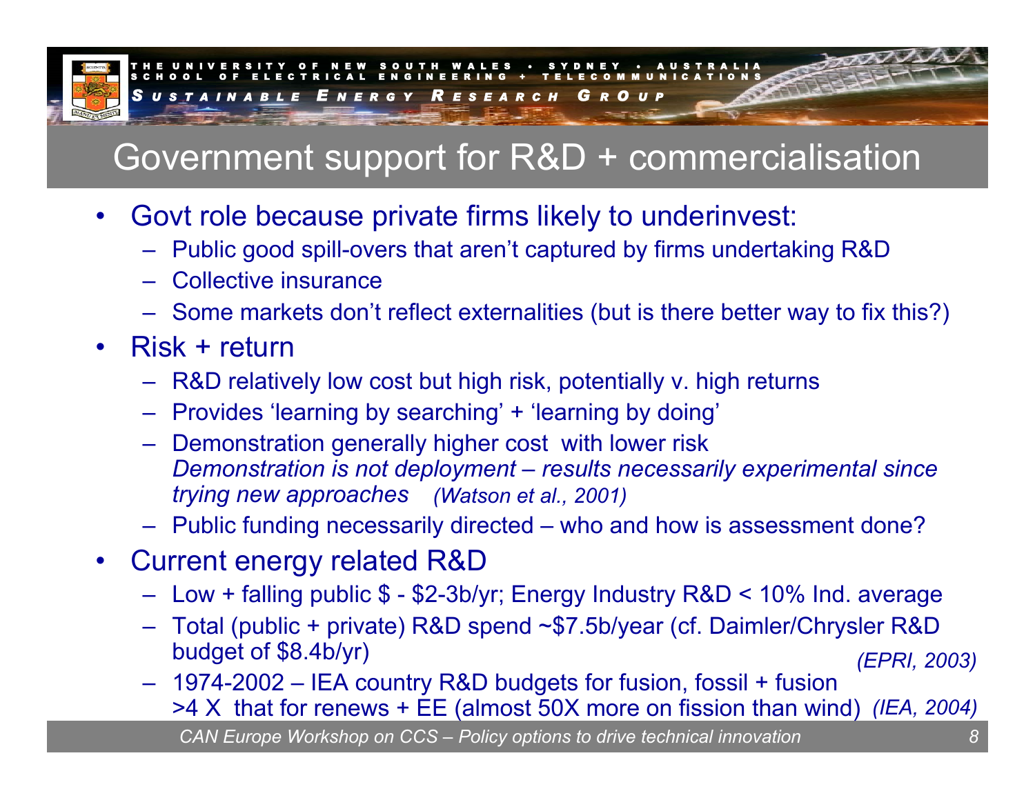# Government support for R&D + commercialisation

- Govt role because private firms likely to underinvest:
  - Public good spill-overs that aren't captured by firms undertaking R&D
  - Collective insurance
  - Some markets don't reflect externalities (but is there better way to fix this?)
- Risk + return
  - R&D relatively low cost but high risk, potentially v. high returns
  - Provides 'learning by searching' + 'learning by doing'
  - Demonstration generally higher cost with lower risk
    *Demonstration is not deployment – results necessarily experimental since trying new approaches (Watson et al., 2001)*
  - Public funding necessarily directed – who and how is assessment done?
- Current energy related R&D
  - Low + falling public $ - $2-3b/yr; Energy Industry R&D < 10% Ind. average
  - Total (public + private) R&D spend ~$7.5b/year (cf. Daimler/Chrysler R&D budget of $8.4b/yr) *(EPRI, 2003)*
  - 1974-2002 – IEA country R&D budgets for fusion, fossil + fusion >4 X that for renews + EE (almost 50X more on fission than wind) *(IEA, 2004)*

*CAN Europe Workshop on CCS – Policy options to drive technical innovation*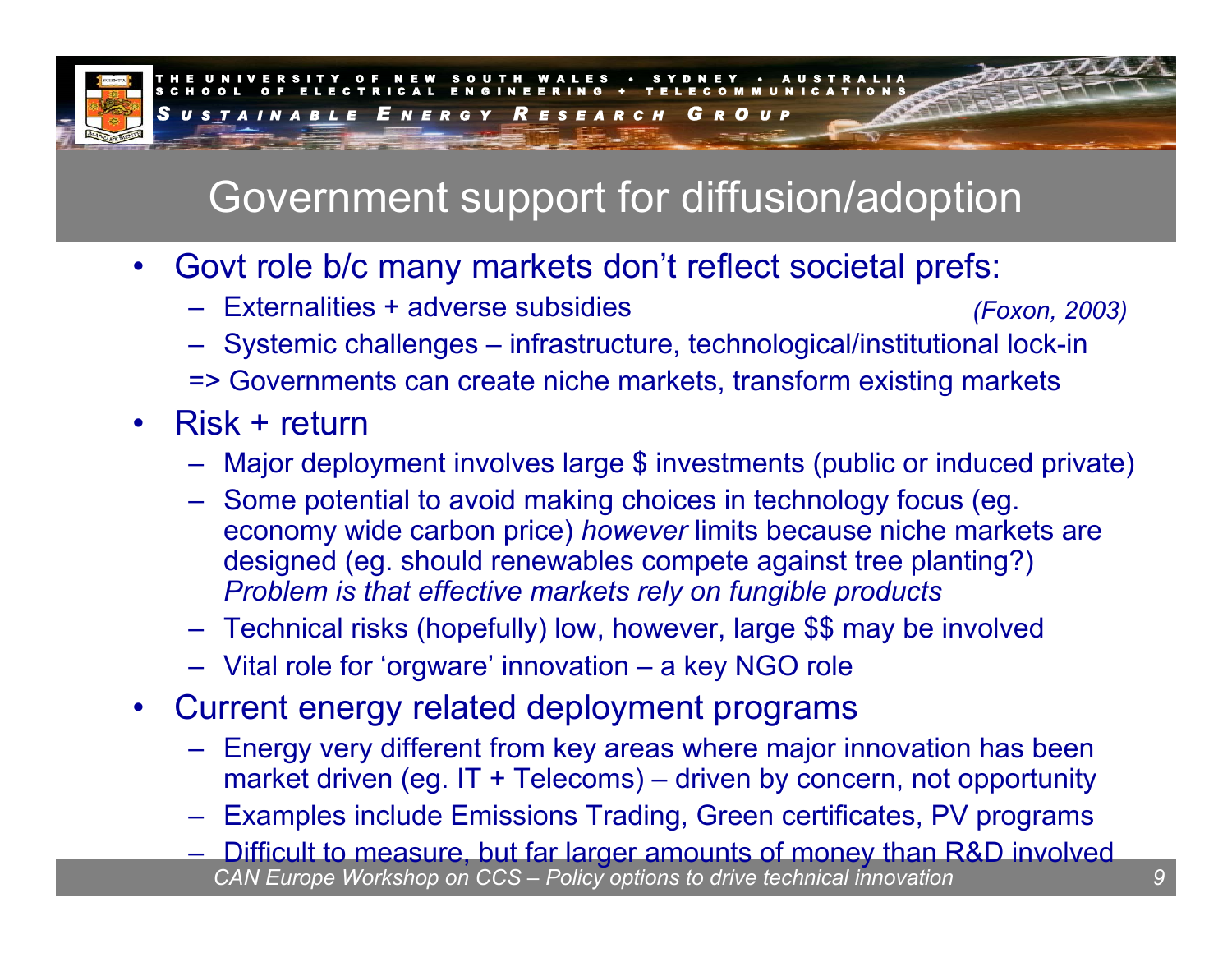# Government support for diffusion/adoption

- Govt role b/c many markets don't reflect societal prefs:
  - Externalities + adverse subsidies *(Foxon, 2003)*
  - Systemic challenges – infrastructure, technological/institutional lock-in
  
  => Governments can create niche markets, transform existing markets
- Risk + return
  - Major deployment involves large $ investments (public or induced private)
  - Some potential to avoid making choices in technology focus (eg. economy wide carbon price) *however* limits because niche markets are designed (eg. should renewables compete against tree planting?) *Problem is that effective markets rely on fungible products*
  - Technical risks (hopefully) low, however, large $$ may be involved
  - Vital role for 'orgware' innovation – a key NGO role
- Current energy related deployment programs
  - Energy very different from key areas where major innovation has been market driven (eg. IT + Telecoms) – driven by concern, not opportunity
  - Examples include Emissions Trading, Green certificates, PV programs
  - Difficult to measure, but far larger amounts of money than R&D involved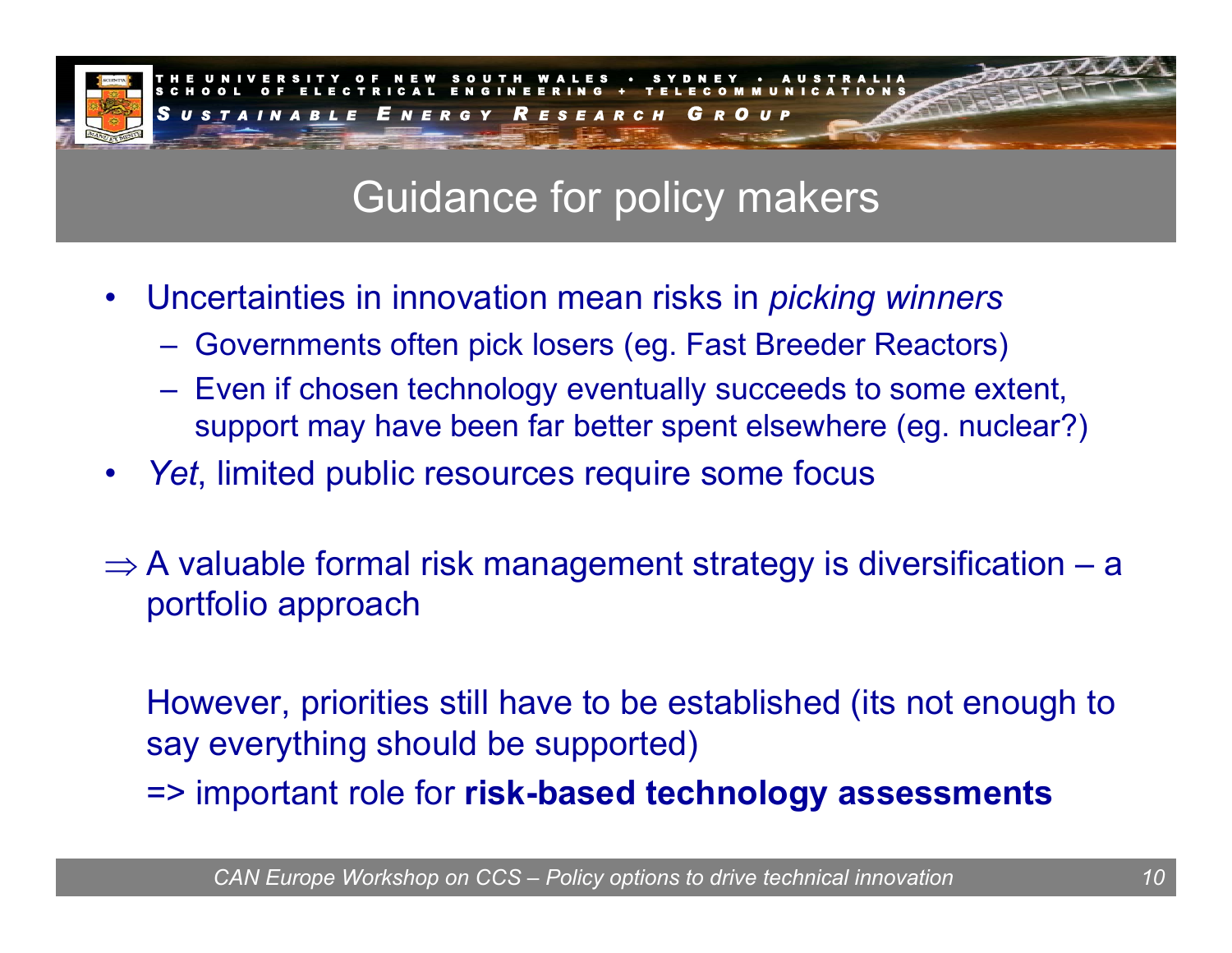# Guidance for policy makers

- Uncertainties in innovation mean risks in *picking winners*
  - Governments often pick losers (eg. Fast Breeder Reactors)
  - Even if chosen technology eventually succeeds to some extent, support may have been far better spent elsewhere (eg. nuclear?)
- *Yet*, limited public resources require some focus

$\Rightarrow$ A valuable formal risk management strategy is diversification – a portfolio approach

However, priorities still have to be established (its not enough to say everything should be supported)

=> important role for **risk-based technology assessments**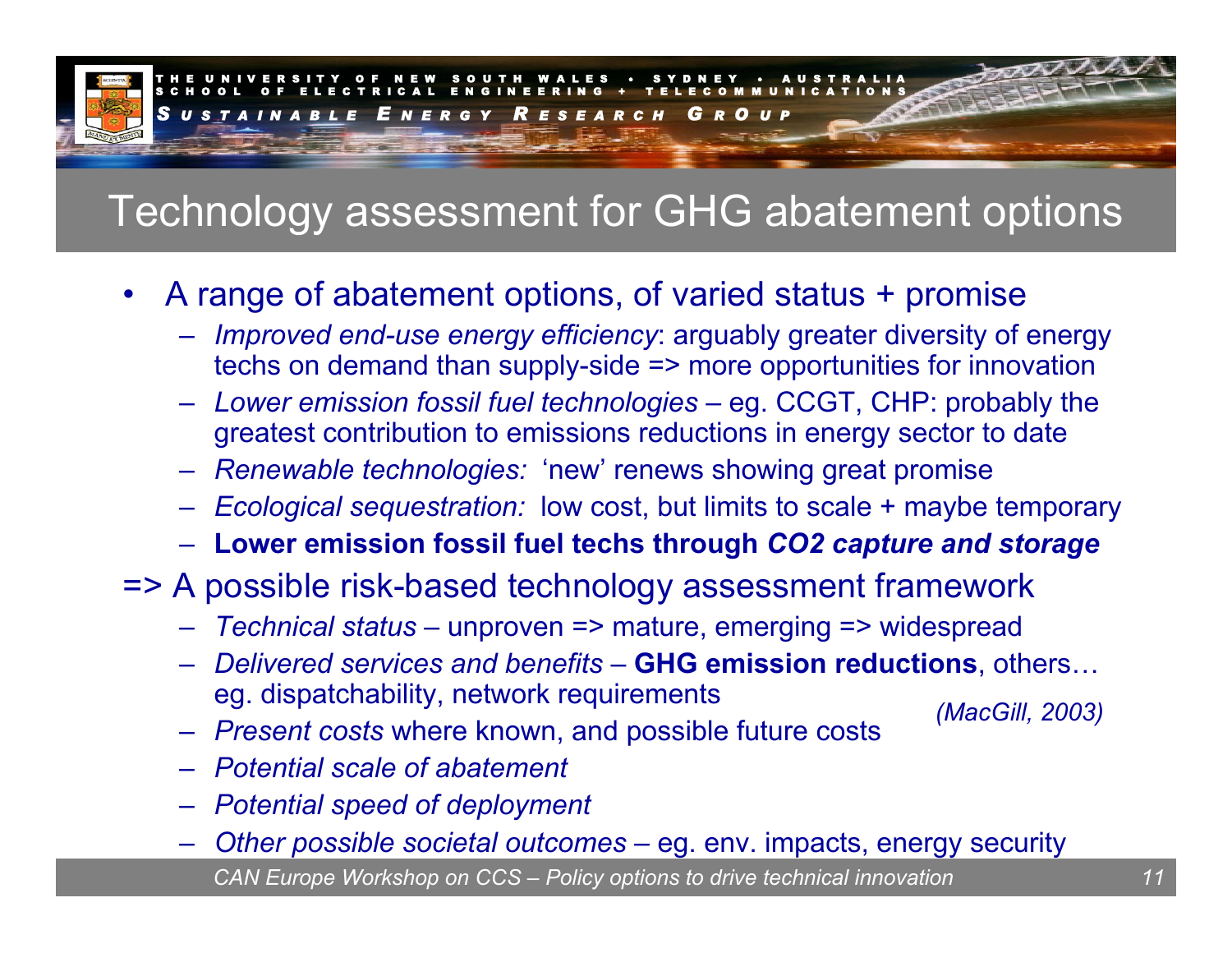# Technology assessment for GHG abatement options

- A range of abatement options, of varied status + promise
  - *Improved end-use energy efficiency*: arguably greater diversity of energy techs on demand than supply-side => more opportunities for innovation
  - *Lower emission fossil fuel technologies* – eg. CCGT, CHP: probably the greatest contribution to emissions reductions in energy sector to date
  - *Renewable technologies:* 'new' renews showing great promise
  - *Ecological sequestration:* low cost, but limits to scale + maybe temporary
  - **Lower emission fossil fuel techs through *CO2 capture and storage***

=> A possible risk-based technology assessment framework

- *Technical status* – unproven => mature, emerging => widespread
- *Delivered services and benefits* – **GHG emission reductions**, others… eg. dispatchability, network requirements
- *Present costs* where known, and possible future costs
- *Potential scale of abatement*
- *Potential speed of deployment*
- *Other possible societal outcomes* – eg. env. impacts, energy security

*(MacGill, 2003)*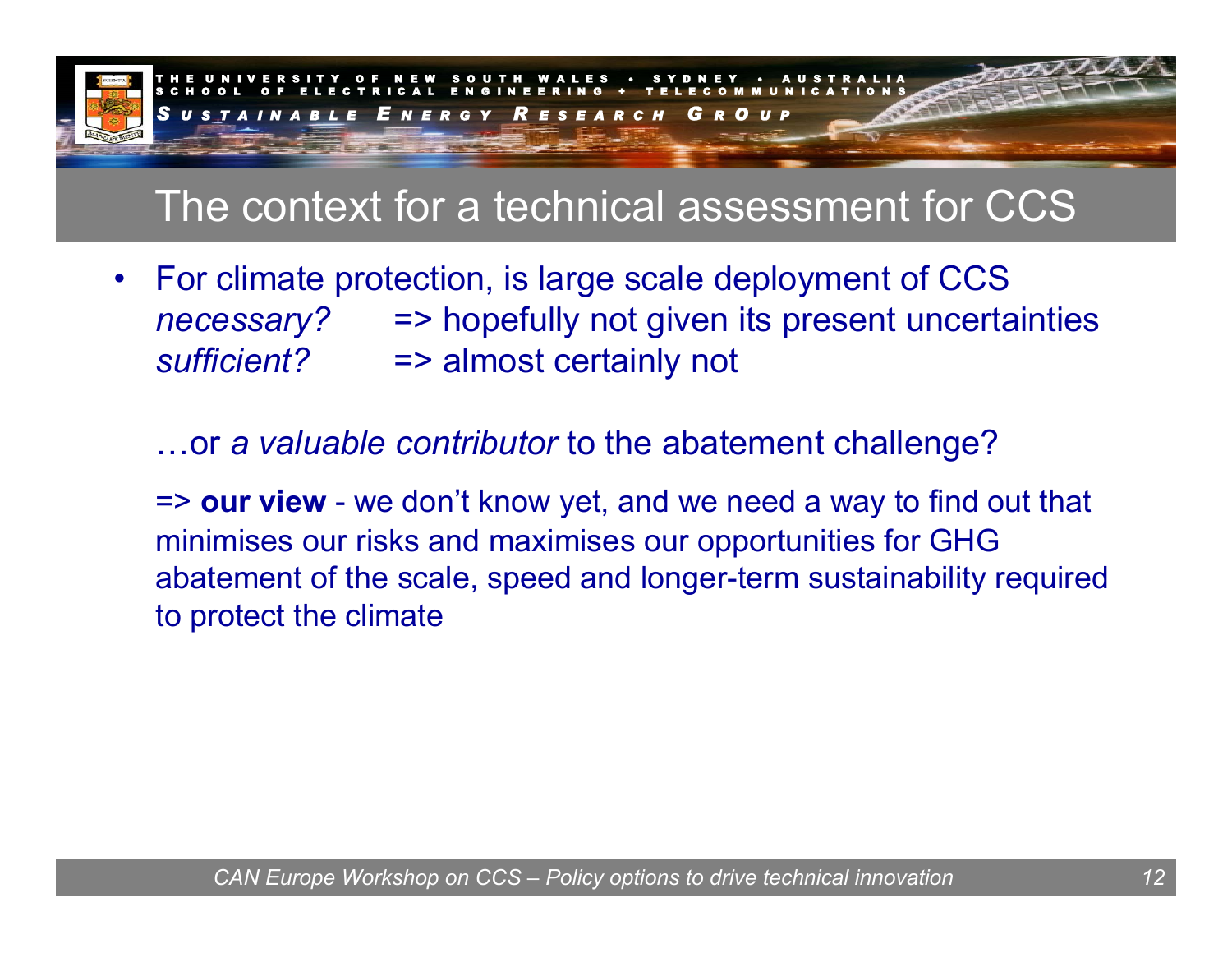## The context for a technical assessment for CCS

- For climate protection, is large scale deployment of CCS
  *necessary?* => hopefully not given its present uncertainties
  *sufficient?* => almost certainly not

  …or *a valuable contributor* to the abatement challenge?

  => **our view** - we don't know yet, and we need a way to find out that minimises our risks and maximises our opportunities for GHG abatement of the scale, speed and longer-term sustainability required to protect the climate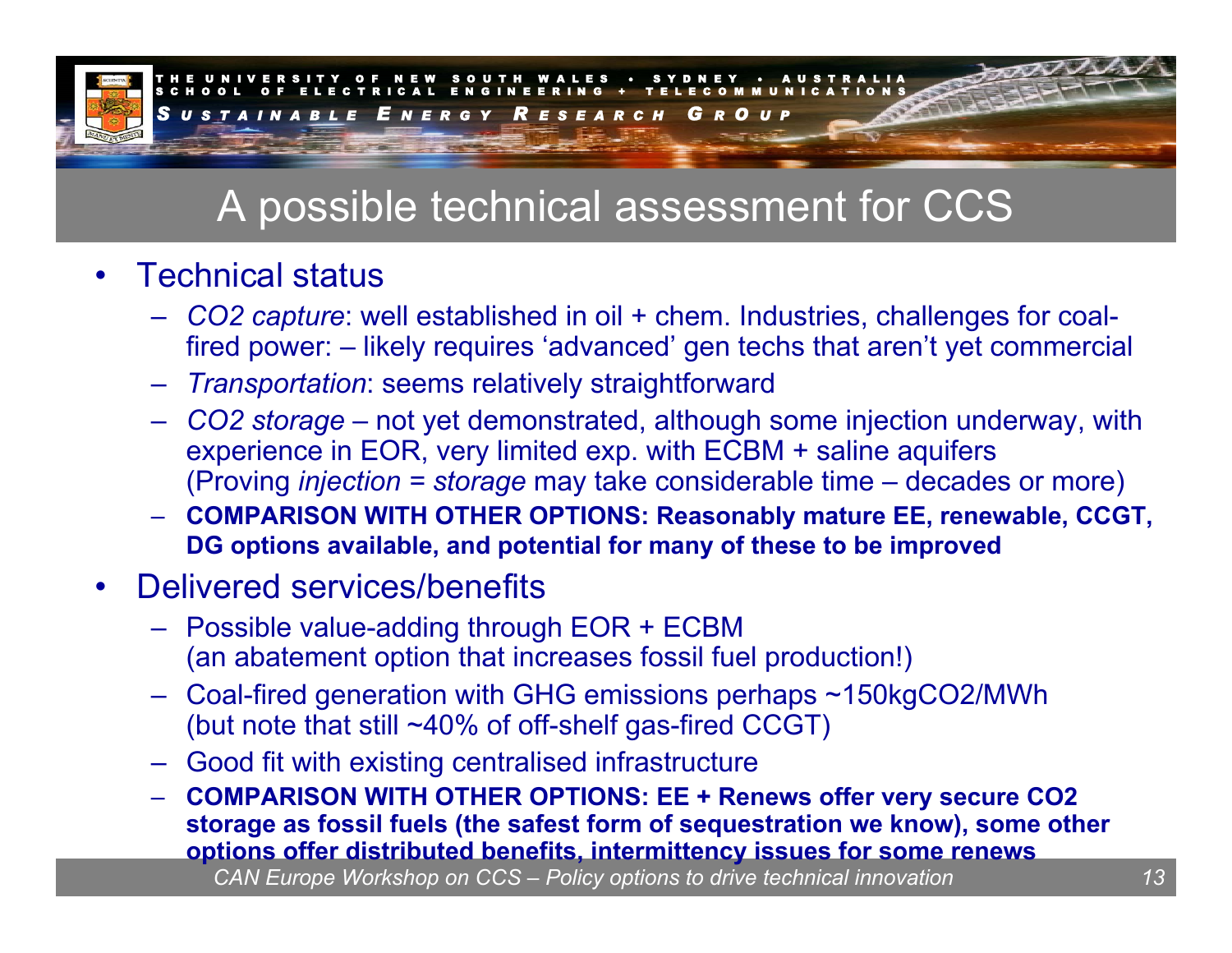# A possible technical assessment for CCS

- Technical status
  - *CO2 capture*: well established in oil + chem. Industries, challenges for coal-fired power: – likely requires 'advanced' gen techs that aren't yet commercial
  - *Transportation*: seems relatively straightforward
  - *CO2 storage* – not yet demonstrated, although some injection underway, with experience in EOR, very limited exp. with ECBM + saline aquifers (Proving *injection = storage* may take considerable time – decades or more)
  - **COMPARISON WITH OTHER OPTIONS: Reasonably mature EE, renewable, CCGT, DG options available, and potential for many of these to be improved**
- Delivered services/benefits
  - Possible value-adding through EOR + ECBM (an abatement option that increases fossil fuel production!)
  - Coal-fired generation with GHG emissions perhaps ~150kgCO2/MWh (but note that still ~40% of off-shelf gas-fired CCGT)
  - Good fit with existing centralised infrastructure
  - **COMPARISON WITH OTHER OPTIONS: EE + Renews offer very secure CO2 storage as fossil fuels (the safest form of sequestration we know), some other options offer distributed benefits, intermittency issues for some renews**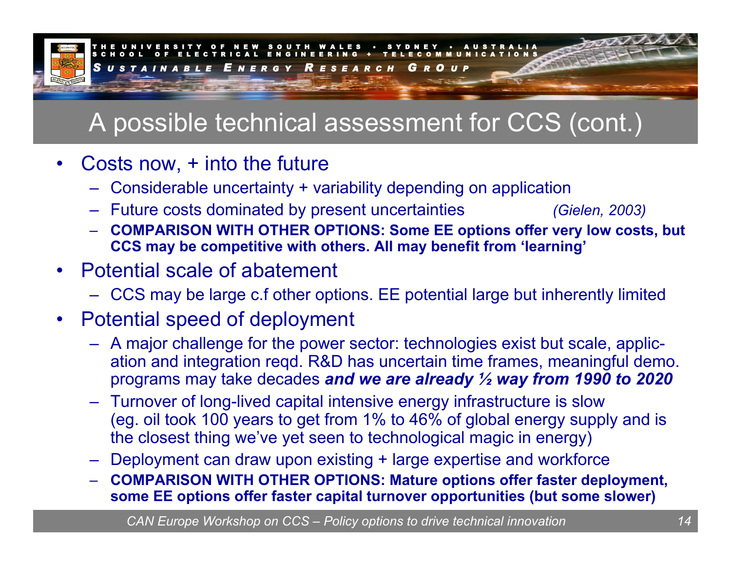# A possible technical assessment for CCS (cont.)

- Costs now, + into the future
  - Considerable uncertainty + variability depending on application
  - Future costs dominated by present uncertainties *(Gielen, 2003)*
  - **COMPARISON WITH OTHER OPTIONS: Some EE options offer very low costs, but CCS may be competitive with others. All may benefit from 'learning'**
- Potential scale of abatement
  - CCS may be large c.f other options. EE potential large but inherently limited
- Potential speed of deployment
  - A major challenge for the power sector: technologies exist but scale, application and integration reqd. R&D has uncertain time frames, meaningful demo. programs may take decades ***and we are already ½ way from 1990 to 2020***
  - Turnover of long-lived capital intensive energy infrastructure is slow (eg. oil took 100 years to get from 1% to 46% of global energy supply and is the closest thing we've yet seen to technological magic in energy)
  - Deployment can draw upon existing + large expertise and workforce
  - **COMPARISON WITH OTHER OPTIONS: Mature options offer faster deployment, some EE options offer faster capital turnover opportunities (but some slower)**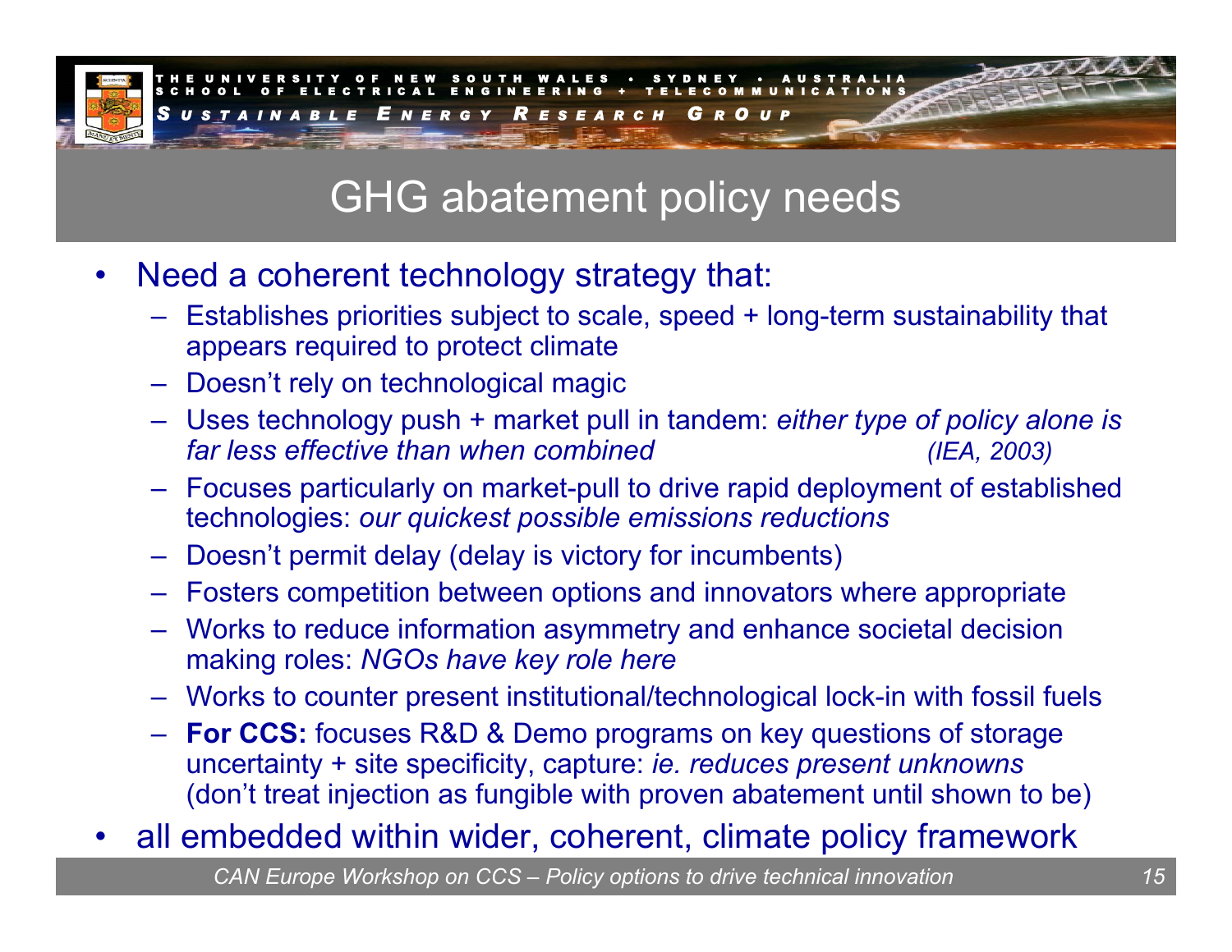# GHG abatement policy needs

- Need a coherent technology strategy that:
  - Establishes priorities subject to scale, speed + long-term sustainability that appears required to protect climate
  - Doesn't rely on technological magic
  - Uses technology push + market pull in tandem: *either type of policy alone is far less effective than when combined* *(IEA, 2003)*
  - Focuses particularly on market-pull to drive rapid deployment of established technologies: *our quickest possible emissions reductions*
  - Doesn't permit delay (delay is victory for incumbents)
  - Fosters competition between options and innovators where appropriate
  - Works to reduce information asymmetry and enhance societal decision making roles: *NGOs have key role here*
  - Works to counter present institutional/technological lock-in with fossil fuels
  - **For CCS:** focuses R&D & Demo programs on key questions of storage uncertainty + site specificity, capture: *ie. reduces present unknowns* (don't treat injection as fungible with proven abatement until shown to be)
- all embedded within wider, coherent, climate policy framework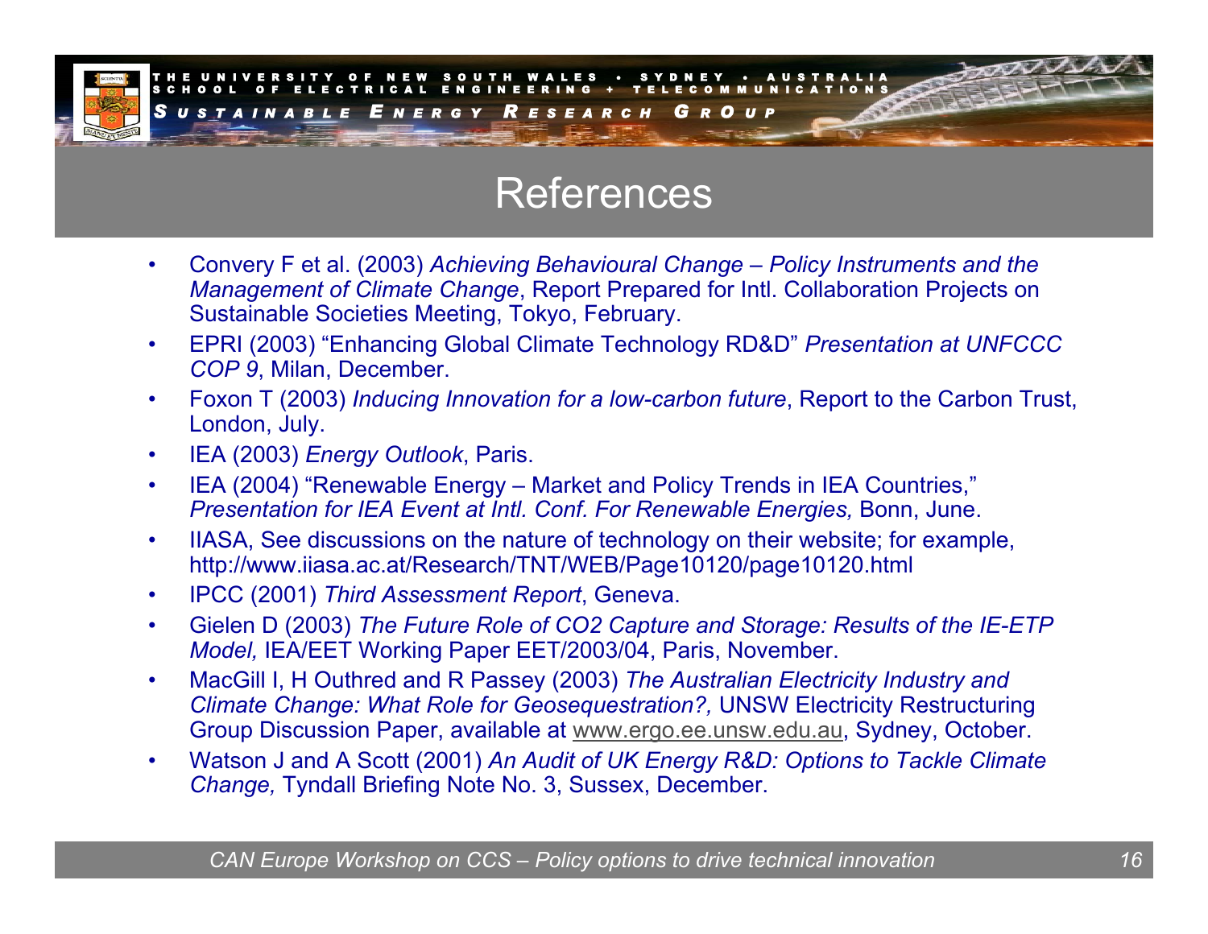# References

- Convery F et al. (2003) *Achieving Behavioural Change – Policy Instruments and the Management of Climate Change*, Report Prepared for Intl. Collaboration Projects on Sustainable Societies Meeting, Tokyo, February.
- EPRI (2003) "Enhancing Global Climate Technology RD&D" *Presentation at UNFCCC COP 9*, Milan, December.
- Foxon T (2003) *Inducing Innovation for a low-carbon future*, Report to the Carbon Trust, London, July.
- IEA (2003) *Energy Outlook*, Paris.
- IEA (2004) "Renewable Energy – Market and Policy Trends in IEA Countries," *Presentation for IEA Event at Intl. Conf. For Renewable Energies,* Bonn, June.
- IIASA, See discussions on the nature of technology on their website; for example, http://www.iiasa.ac.at/Research/TNT/WEB/Page10120/page10120.html
- IPCC (2001) *Third Assessment Report*, Geneva.
- Gielen D (2003) *The Future Role of CO2 Capture and Storage: Results of the IE-ETP Model,* IEA/EET Working Paper EET/2003/04, Paris, November.
- MacGill I, H Outhred and R Passey (2003) *The Australian Electricity Industry and Climate Change: What Role for Geosequestration?,* UNSW Electricity Restructuring Group Discussion Paper, available at www.ergo.ee.unsw.edu.au, Sydney, October.
- Watson J and A Scott (2001) *An Audit of UK Energy R&D: Options to Tackle Climate Change,* Tyndall Briefing Note No. 3, Sussex, December.